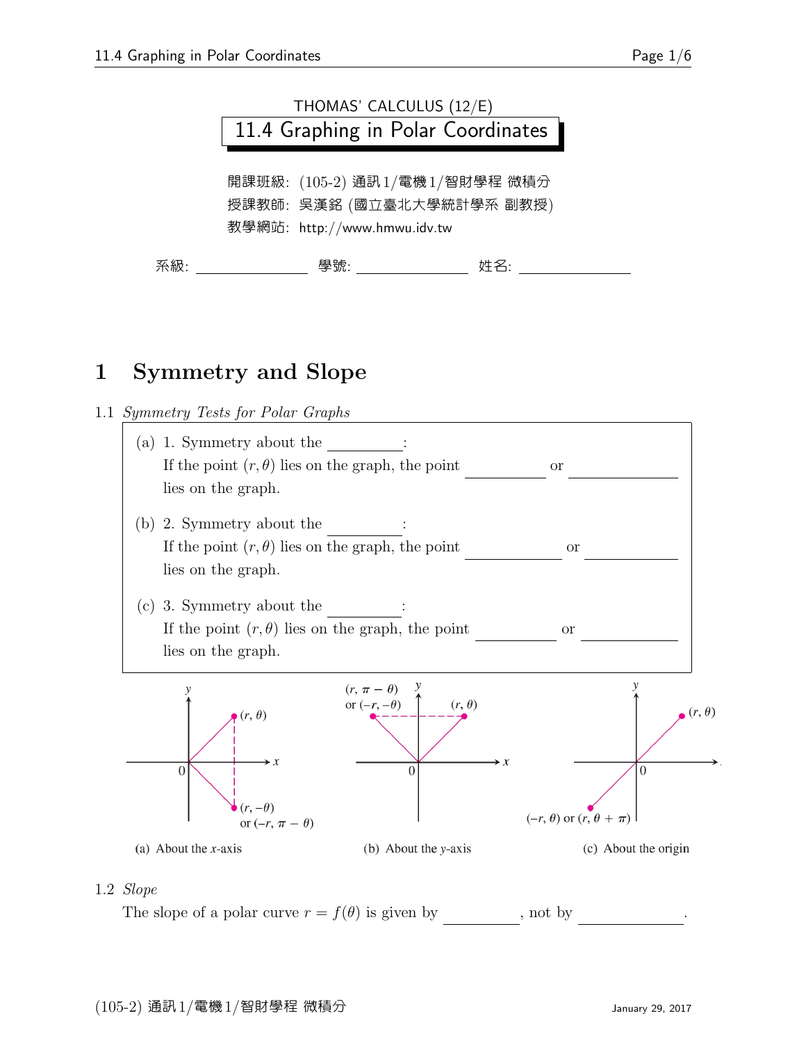THOMAS' CALCULUS (12/E)

# 11.4 Graphing in Polar Coordinates

開課班級: (105-2) 通訊1/電機1/智財學程 微積分
授課教師: 吳漢銘 (國立臺北大學統計學系 副教授)
教學網站: http://www.hmwu.idv.tw

系級: ________ 學號: ________ 姓名: ________

## 1 Symmetry and Slope

1.1 *Symmetry Tests for Polar Graphs*

(a) 1. Symmetry about the ________:
If the point $(r, \theta)$ lies on the graph, the point ________ or ________ lies on the graph.

(b) 2. Symmetry about the ________:
If the point $(r, \theta)$ lies on the graph, the point ________ or ________ lies on the graph.

(c) 3. Symmetry about the ________:
If the point $(r, \theta)$ lies on the graph, the point ________ or ________ lies on the graph.

(a) About the $x$-axis: $(r, \theta)$; $(r, -\theta)$ or $(-r, \pi - \theta)$

(b) About the $y$-axis: $(r, \theta)$; $(r, \pi - \theta)$ or $(-r, -\theta)$

(c) About the origin: $(r, \theta)$; $(-r, \theta)$ or $(r, \theta + \pi)$

1.2 *Slope*

The slope of a polar curve $r = f(\theta)$ is given by ________, not by ________.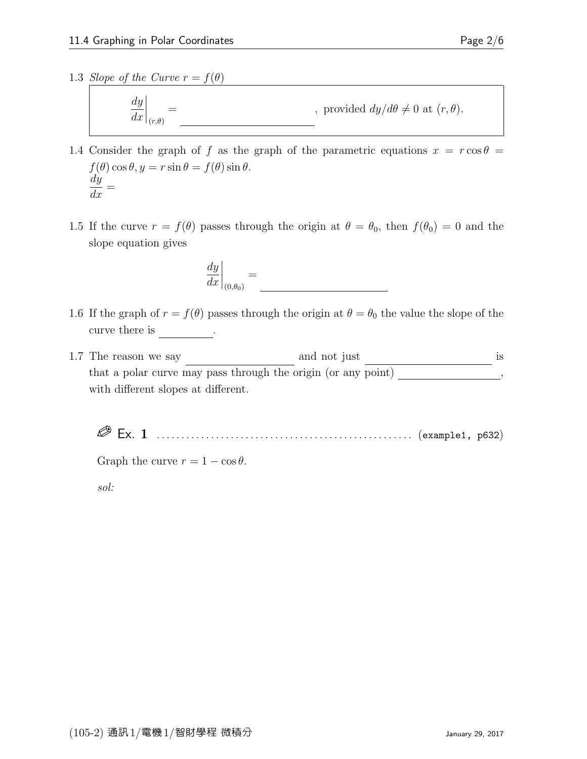1.3 *Slope of the Curve* $r = f(\theta)$

$$\left.\frac{dy}{dx}\right|_{(r,\theta)} = \underline{\qquad\qquad\qquad\qquad}, \text{ provided } dy/d\theta \neq 0 \text{ at } (r, \theta).$$

1.4 Consider the graph of $f$ as the graph of the parametric equations $x = r\cos\theta = f(\theta)\cos\theta, y = r\sin\theta = f(\theta)\sin\theta$.

$\dfrac{dy}{dx} =$

1.5 If the curve $r = f(\theta)$ passes through the origin at $\theta = \theta_0$, then $f(\theta_0) = 0$ and the slope equation gives

$$\left.\frac{dy}{dx}\right|_{(0,\theta_0)} = \underline{\qquad\qquad\qquad\qquad}$$

1.6 If the graph of $r = f(\theta)$ passes through the origin at $\theta = \theta_0$ the value the slope of the curve there is \_\_\_\_\_\_\_\_\_\_.

1.7 The reason we say \_\_\_\_\_\_\_\_\_\_\_\_\_\_\_\_\_\_\_\_ and not just \_\_\_\_\_\_\_\_\_\_\_\_\_\_\_\_\_\_\_\_\_\_\_ is that a polar curve may pass through the origin (or any point) \_\_\_\_\_\_\_\_\_\_\_\_\_\_\_\_\_\_, with different slopes at different.

**Ex. 1** .................................................... (example1, p632)

Graph the curve $r = 1 - \cos\theta$.

*sol:*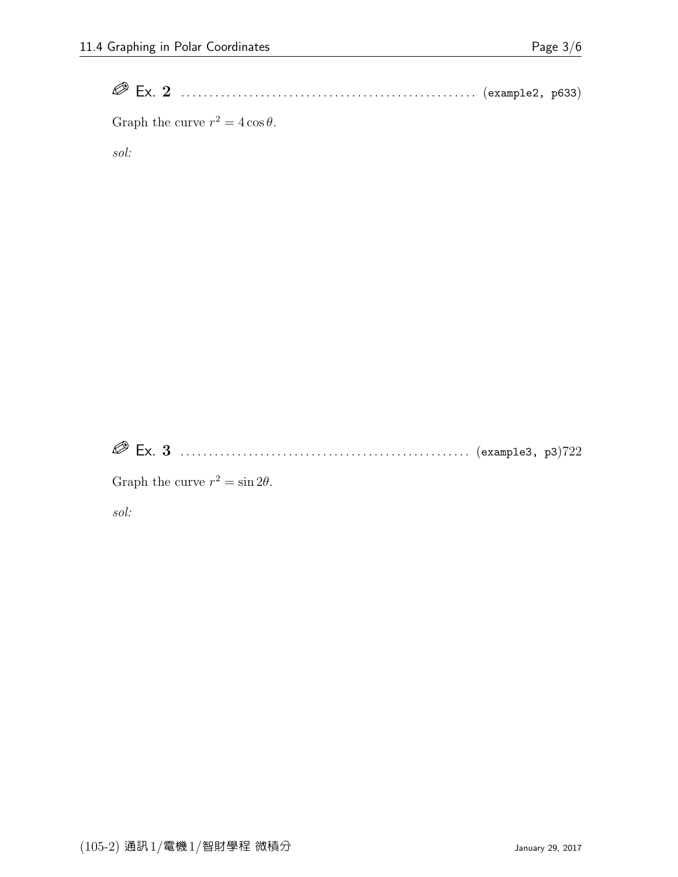✐ Ex. **2** .................................................... (example2, p633)

Graph the curve $r^2 = 4\cos\theta$.

*sol:*

✐ Ex. **3** .................................................... (example3, p3)722

Graph the curve $r^2 = \sin 2\theta$.

*sol:*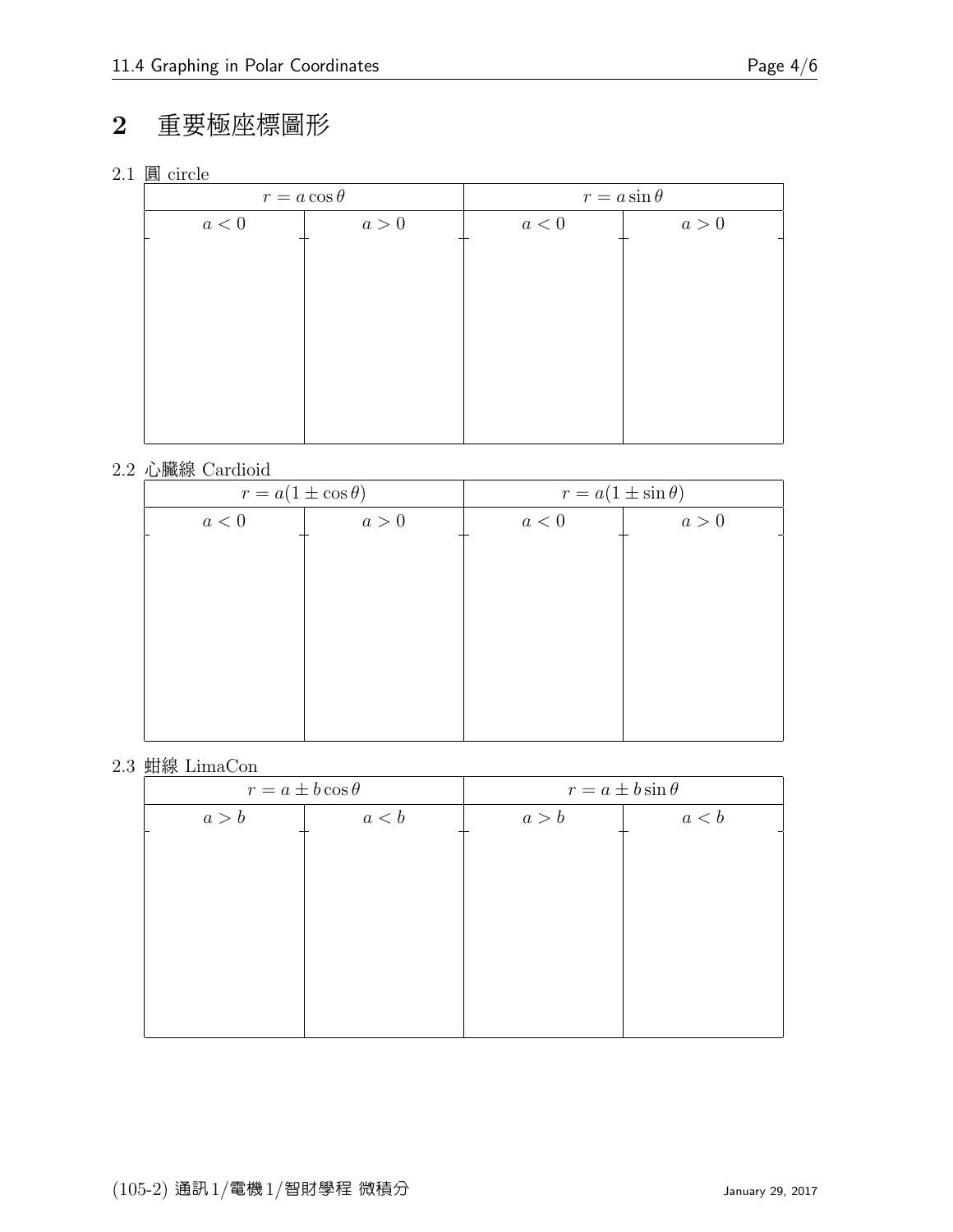# 2 重要極座標圖形

### 2.1 圓 circle

| $r = a\cos\theta$ | | $r = a\sin\theta$ | |
|---|---|---|---|
| $a < 0$ | $a > 0$ | $a < 0$ | $a > 0$ |
| | | | |

### 2.2 心臟線 Cardioid

| $r = a(1 \pm \cos\theta)$ | | $r = a(1 \pm \sin\theta)$ | |
|---|---|---|---|
| $a < 0$ | $a > 0$ | $a < 0$ | $a > 0$ |
| | | | |

### 2.3 蚶線 LimaCon

| $r = a \pm b\cos\theta$ | | $r = a \pm b\sin\theta$ | |
|---|---|---|---|
| $a > b$ | $a < b$ | $a > b$ | $a < b$ |
| | | | |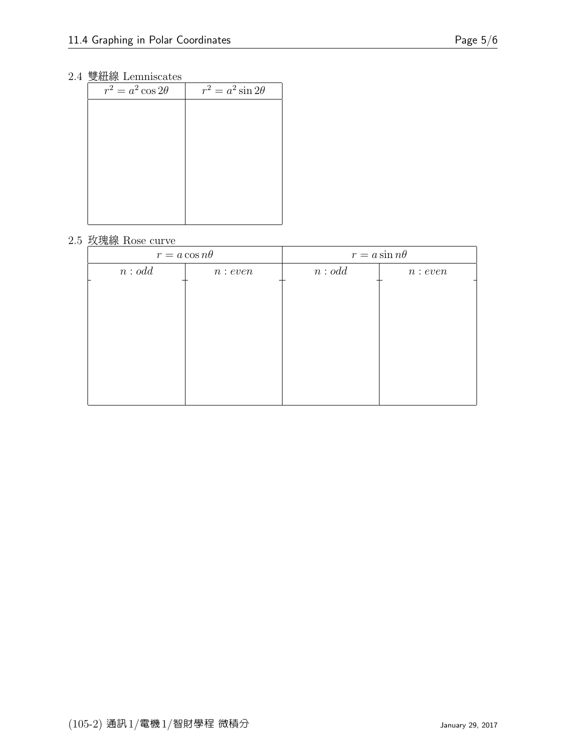### 2.4 雙紐線 Lemniscates

| $r^2 = a^2 \cos 2\theta$ | $r^2 = a^2 \sin 2\theta$ |
|---|---|
| | |

### 2.5 玫瑰線 Rose curve

| $r = a \cos n\theta$ | | $r = a \sin n\theta$ | |
|---|---|---|---|
| $n : odd$ | $n : even$ | $n : odd$ | $n : even$ |
| | | | |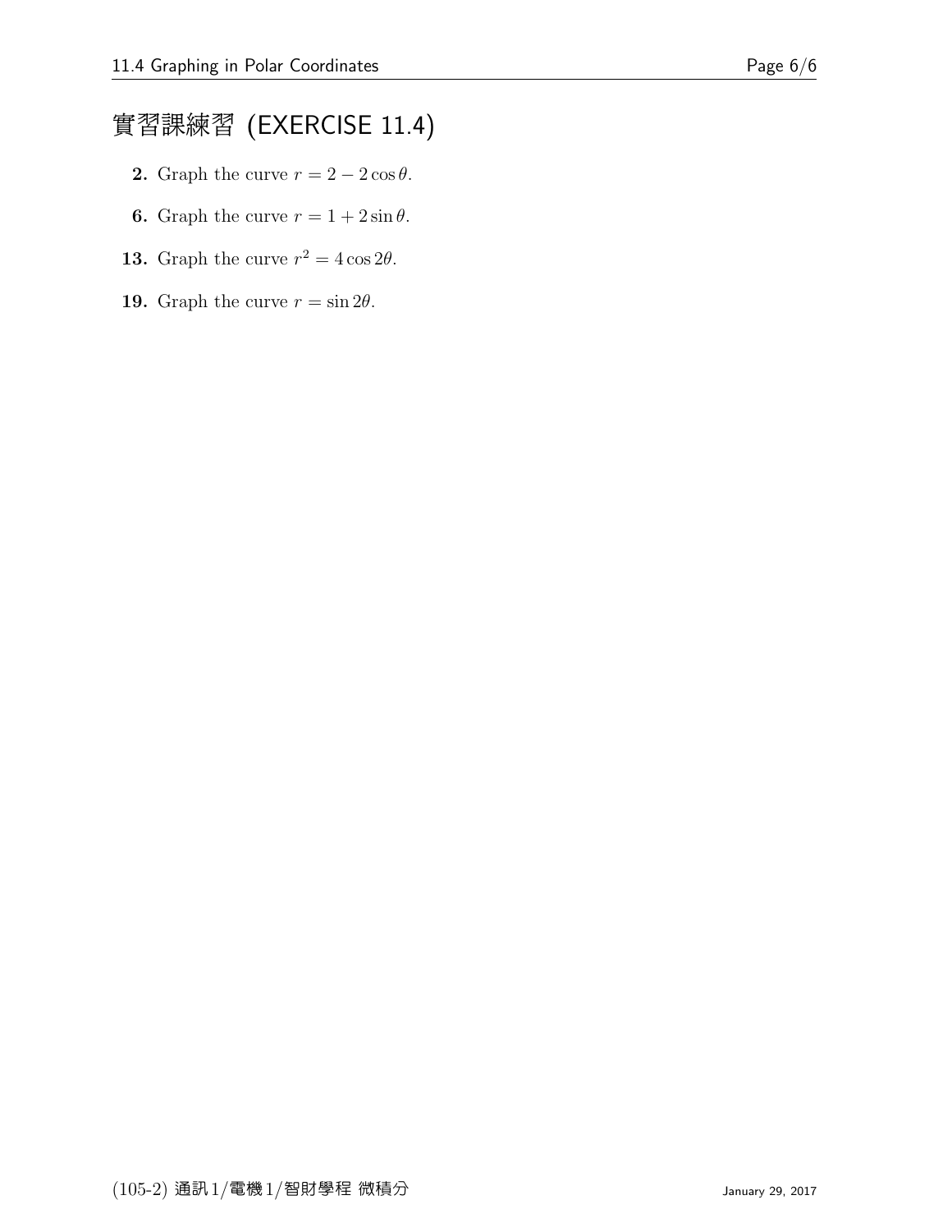## 實習課練習 (EXERCISE 11.4)

**2.** Graph the curve $r = 2 - 2\cos\theta$.

**6.** Graph the curve $r = 1 + 2\sin\theta$.

**13.** Graph the curve $r^2 = 4\cos 2\theta$.

**19.** Graph the curve $r = \sin 2\theta$.